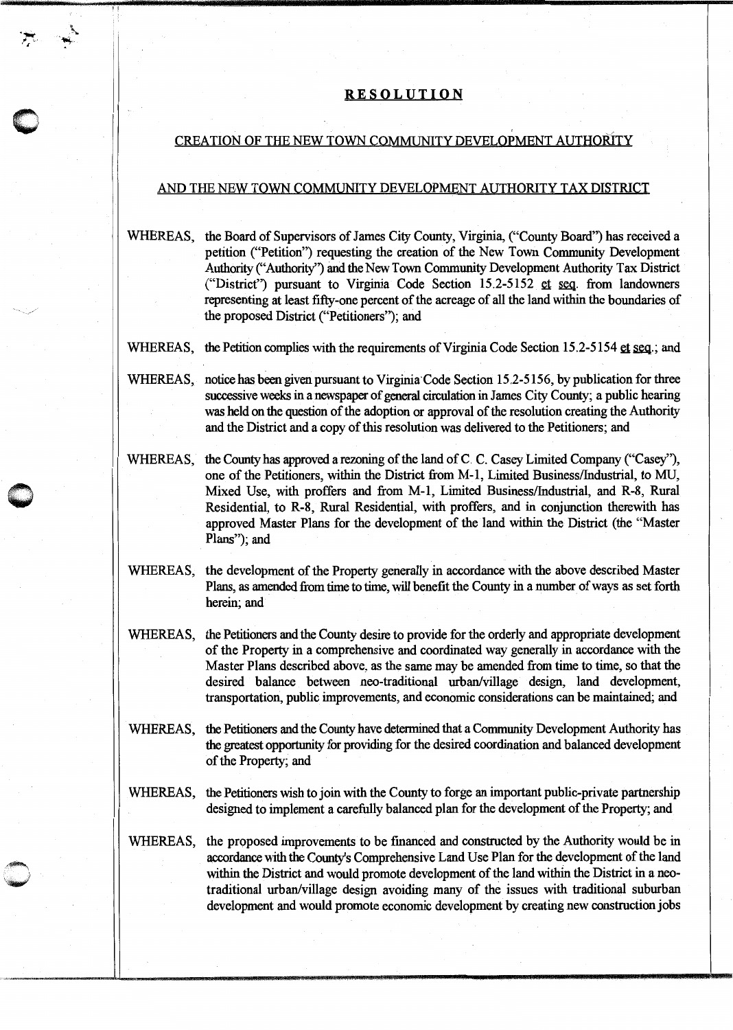# RESOLUTION

## CREATION OF THE NEW TOWN COMMUNITY DEVELOPMENT AUTHORITY

## AND THE NEW TOWN COMMUNITY DEVELOPMENT AUTHORITY TAX DISTRICT

WHEREAS, the Board of Supervisors of James City County, Virginia, ("County Board") has received a petition ("Petition") requesting the creation of the New Town Community Development Authority ("Authority") and the New Town Community Development Authority Tax District ("District") pursuant to Virginia Code Section 15.2-5152 et seq. from landowners representing at least fifty-one percent of the acreage of all the land within the boundaries of the proposed District ("Petitioners"); and

WHEREAS, the Petition complies with the requirements of Virginia Code Section 15.2-5154 et seq.; and

WHEREAS, notice has been given pursuant to Virginia Code Section 15.2-5156, by publication for three successive weeks in a newspaper of general circulation in James City County; a public hearing was held on the question of the adoption or approval of the resolution creating the Authority and the District and a copy of this resolution was delivered to the Petitioners; and

WHEREAS, the County has approved a rezoning of the land of C. C. Casey Limited Company ("Casey"), one of the Petitioners, within the District from M-1, Limited Business/Industrial, to MU, Mixed Use, with proffers and from M-1, Limited Business/Industrial, and R-8, Rural Residential, to R-8, Rural Residential, with proffers, and in conjunction therewith has approved Master Plans for the development of the land within the District (the "Master Plans"); and

WHEREAS, the development of the Property generally in accordance with the above described Master Plans, as amended from time to time, will benefit the County in a number of ways as set forth herein; and

WHEREAS, the Petitioners and the County desire to provide for the orderly and appropriate development of the Property in a comprehensive and coordinated way generally in accordance with the Master Plans described above, as the same may be amended from time to time, so that the desired balance between neo-traditional urban/village design, land development, transportation, public improvements, and economic considerations can be maintained; and

WHEREAS, the Petitioners and the County have determined that a Community Development Authority has the greatest opportunity for providing for the desired coordination and balanced development of the Property; and

WHEREAS, the Petitioners wish to join with the County to forge an important public-private partnership designed to implement a carefully balanced plan for the development of the Property; and

WHEREAS, the proposed improvements to be financed and constructed by the Authority would be in accordance with the County's Comprehensive Land Use Plan for the development of the land within the District and would promote development of the land within the District in a neo-traditional urban/village design avoiding many of the issues with traditional suburban development and would promote economic development by creating new construction jobs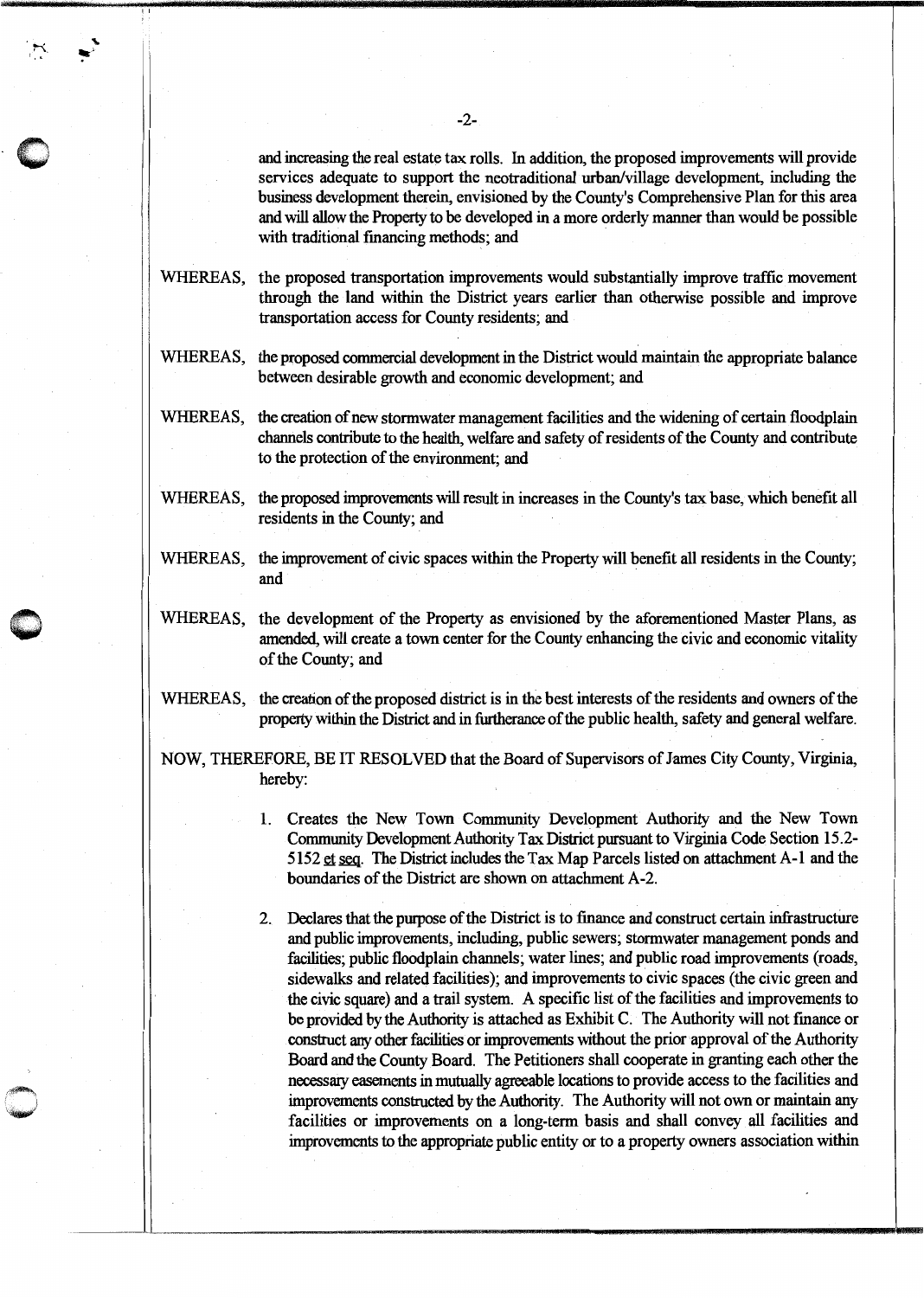and increasing the real estate tax rolls. In addition, the proposed improvements will provide services adequate to support the neotraditional urban/village development, including the business development therein, envisioned by the County's Comprehensive Plan for this area and will allow the Property to be developed in a more orderly manner than would be possible with traditional financing methods; and

WHEREAS, the proposed transportation improvements would substantially improve traffic movement through the land within the District years earlier than otherwise possible and improve transportation access for County residents; and

WHEREAS, the proposed commercial development in the District would maintain the appropriate balance between desirable growth and economic development; and

WHEREAS, the creation of new stormwater management facilities and the widening of certain floodplain channels contribute to the health, welfare and safety of residents of the County and contribute to the protection of the environment; and

WHEREAS, the proposed improvements will result in increases in the County's tax base, which benefit all residents in the County; and

WHEREAS, the improvement of civic spaces within the Property will benefit all residents in the County; and

WHEREAS, the development of the Property as envisioned by the aforementioned Master Plans, as amended, will create a town center for the County enhancing the civic and economic vitality of the County; and

WHEREAS, the creation of the proposed district is in the best interests of the residents and owners of the property within the District and in furtherance of the public health, safety and general welfare.

NOW, THEREFORE, BE IT RESOLVED that the Board of Supervisors of James City County, Virginia, hereby:

1. Creates the New Town Community Development Authority and the New Town Community Development Authority Tax District pursuant to Virginia Code Section 15.2-5152 et seq. The District includes the Tax Map Parcels listed on attachment A-1 and the boundaries of the District are shown on attachment A-2.

2. Declares that the purpose of the District is to finance and construct certain infrastructure and public improvements, including, public sewers; stormwater management ponds and facilities; public floodplain channels; water lines; and public road improvements (roads, sidewalks and related facilities); and improvements to civic spaces (the civic green and the civic square) and a trail system. A specific list of the facilities and improvements to be provided by the Authority is attached as Exhibit C. The Authority will not finance or construct any other facilities or improvements without the prior approval of the Authority Board and the County Board. The Petitioners shall cooperate in granting each other the necessary easements in mutually agreeable locations to provide access to the facilities and improvements constructed by the Authority. The Authority will not own or maintain any facilities or improvements on a long-term basis and shall convey all facilities and improvements to the appropriate public entity or to a property owners association within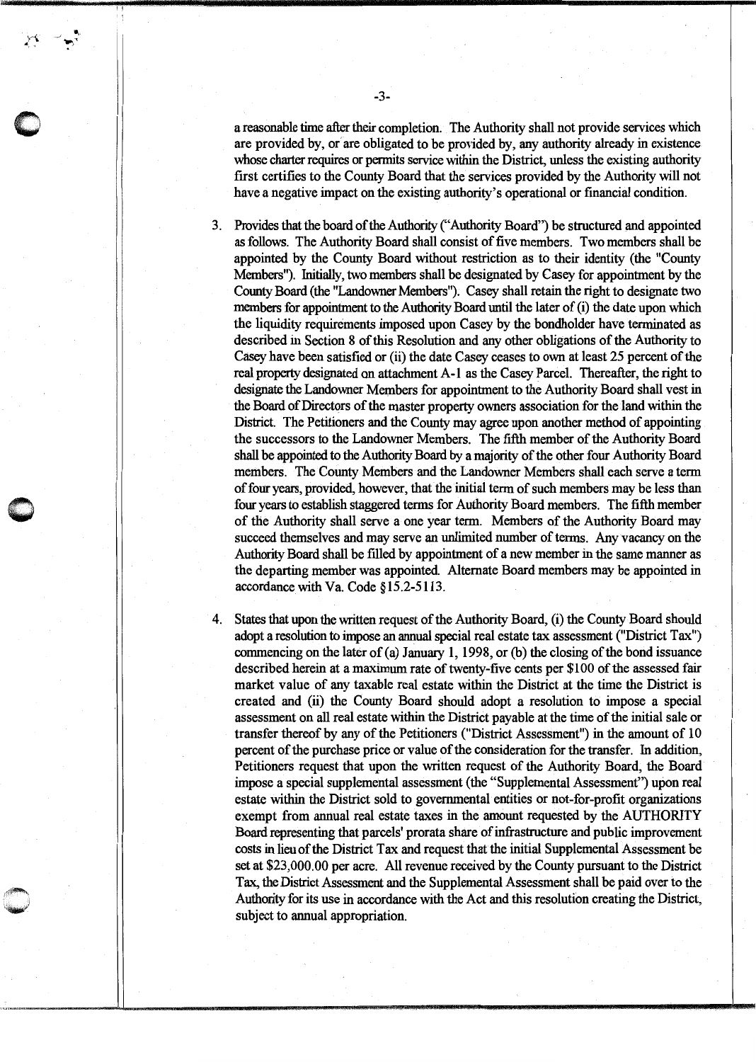a reasonable time after their completion. The Authority shall not provide services which are provided by, or are obligated to be provided by, any authority already in existence whose charter requires or permits service within the District, unless the existing authority first certifies to the County Board that the services provided by the Authority will not have a negative impact on the existing authority's operational or financial condition.

3. Provides that the board of the Authority ("Authority Board") be structured and appointed as follows. The Authority Board shall consist of five members. Two members shall be appointed by the County Board without restriction as to their identity (the "County Members"). Initially, two members shall be designated by Casey for appointment by the County Board (the "Landowner Members"). Casey shall retain the right to designate two members for appointment to the Authority Board until the later of (i) the date upon which the liquidity requirements imposed upon Casey by the bondholder have terminated as described in Section 8 of this Resolution and any other obligations of the Authority to Casey have been satisfied or (ii) the date Casey ceases to own at least 25 percent of the real property designated on attachment A-1 as the Casey Parcel. Thereafter, the right to designate the Landowner Members for appointment to the Authority Board shall vest in the Board of Directors of the master property owners association for the land within the District. The Petitioners and the County may agree upon another method of appointing the successors to the Landowner Members. The fifth member of the Authority Board shall be appointed to the Authority Board by a majority of the other four Authority Board members. The County Members and the Landowner Members shall each serve a term of four years, provided, however, that the initial term of such members may be less than four years to establish staggered terms for Authority Board members. The fifth member of the Authority shall serve a one year term. Members of the Authority Board may succeed themselves and may serve an unlimited number of terms. Any vacancy on the Authority Board shall be filled by appointment of a new member in the same manner as the departing member was appointed. Alternate Board members may be appointed in accordance with Va. Code §15.2-5113.

4. States that upon the written request of the Authority Board, (i) the County Board should adopt a resolution to impose an annual special real estate tax assessment ("District Tax") commencing on the later of (a) January 1, 1998, or (b) the closing of the bond issuance described herein at a maximum rate of twenty-five cents per $100 of the assessed fair market value of any taxable real estate within the District at the time the District is created and (ii) the County Board should adopt a resolution to impose a special assessment on all real estate within the District payable at the time of the initial sale or transfer thereof by any of the Petitioners ("District Assessment") in the amount of 10 percent of the purchase price or value of the consideration for the transfer. In addition, Petitioners request that upon the written request of the Authority Board, the Board impose a special supplemental assessment (the "Supplemental Assessment") upon real estate within the District sold to governmental entities or not-for-profit organizations exempt from annual real estate taxes in the amount requested by the AUTHORITY Board representing that parcels' prorata share of infrastructure and public improvement costs in lieu of the District Tax and request that the initial Supplemental Assessment be set at $23,000.00 per acre. All revenue received by the County pursuant to the District Tax, the District Assessment and the Supplemental Assessment shall be paid over to the Authority for its use in accordance with the Act and this resolution creating the District, subject to annual appropriation.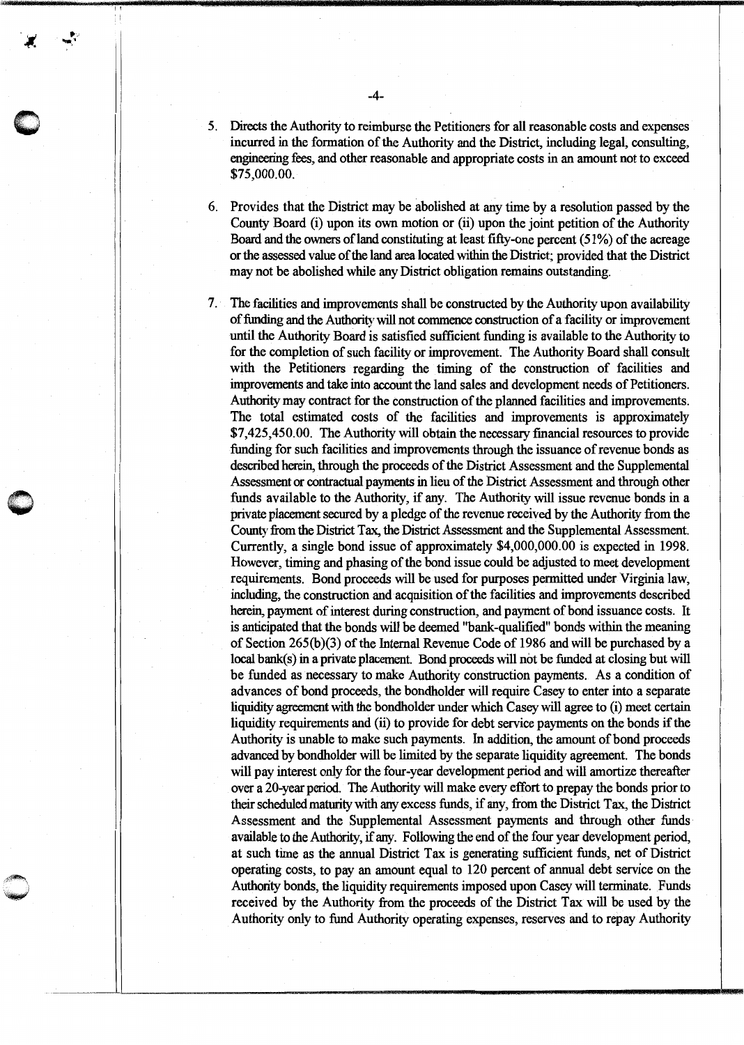5. Directs the Authority to reimburse the Petitioners for all reasonable costs and expenses incurred in the formation of the Authority and the District, including legal, consulting, engineering fees, and other reasonable and appropriate costs in an amount not to exceed $75,000.00.

6. Provides that the District may be abolished at any time by a resolution passed by the County Board (i) upon its own motion or (ii) upon the joint petition of the Authority Board and the owners of land constituting at least fifty-one percent (51%) of the acreage or the assessed value of the land area located within the District; provided that the District may not be abolished while any District obligation remains outstanding.

7. The facilities and improvements shall be constructed by the Authority upon availability of funding and the Authority will not commence construction of a facility or improvement until the Authority Board is satisfied sufficient funding is available to the Authority to for the completion of such facility or improvement. The Authority Board shall consult with the Petitioners regarding the timing of the construction of facilities and improvements and take into account the land sales and development needs of Petitioners. Authority may contract for the construction of the planned facilities and improvements. The total estimated costs of the facilities and improvements is approximately $7,425,450.00. The Authority will obtain the necessary financial resources to provide funding for such facilities and improvements through the issuance of revenue bonds as described herein, through the proceeds of the District Assessment and the Supplemental Assessment or contractual payments in lieu of the District Assessment and through other funds available to the Authority, if any. The Authority will issue revenue bonds in a private placement secured by a pledge of the revenue received by the Authority from the County from the District Tax, the District Assessment and the Supplemental Assessment. Currently, a single bond issue of approximately $4,000,000.00 is expected in 1998. However, timing and phasing of the bond issue could be adjusted to meet development requirements. Bond proceeds will be used for purposes permitted under Virginia law, including, the construction and acquisition of the facilities and improvements described herein, payment of interest during construction, and payment of bond issuance costs. It is anticipated that the bonds will be deemed "bank-qualified" bonds within the meaning of Section 265(b)(3) of the Internal Revenue Code of 1986 and will be purchased by a local bank(s) in a private placement. Bond proceeds will not be funded at closing but will be funded as necessary to make Authority construction payments. As a condition of advances of bond proceeds, the bondholder will require Casey to enter into a separate liquidity agreement with the bondholder under which Casey will agree to (i) meet certain liquidity requirements and (ii) to provide for debt service payments on the bonds if the Authority is unable to make such payments. In addition, the amount of bond proceeds advanced by bondholder will be limited by the separate liquidity agreement. The bonds will pay interest only for the four-year development period and will amortize thereafter over a 20-year period. The Authority will make every effort to prepay the bonds prior to their scheduled maturity with any excess funds, if any, from the District Tax, the District Assessment and the Supplemental Assessment payments and through other funds available to the Authority, if any. Following the end of the four year development period, at such time as the annual District Tax is generating sufficient funds, net of District operating costs, to pay an amount equal to 120 percent of annual debt service on the Authority bonds, the liquidity requirements imposed upon Casey will terminate. Funds received by the Authority from the proceeds of the District Tax will be used by the Authority only to fund Authority operating expenses, reserves and to repay Authority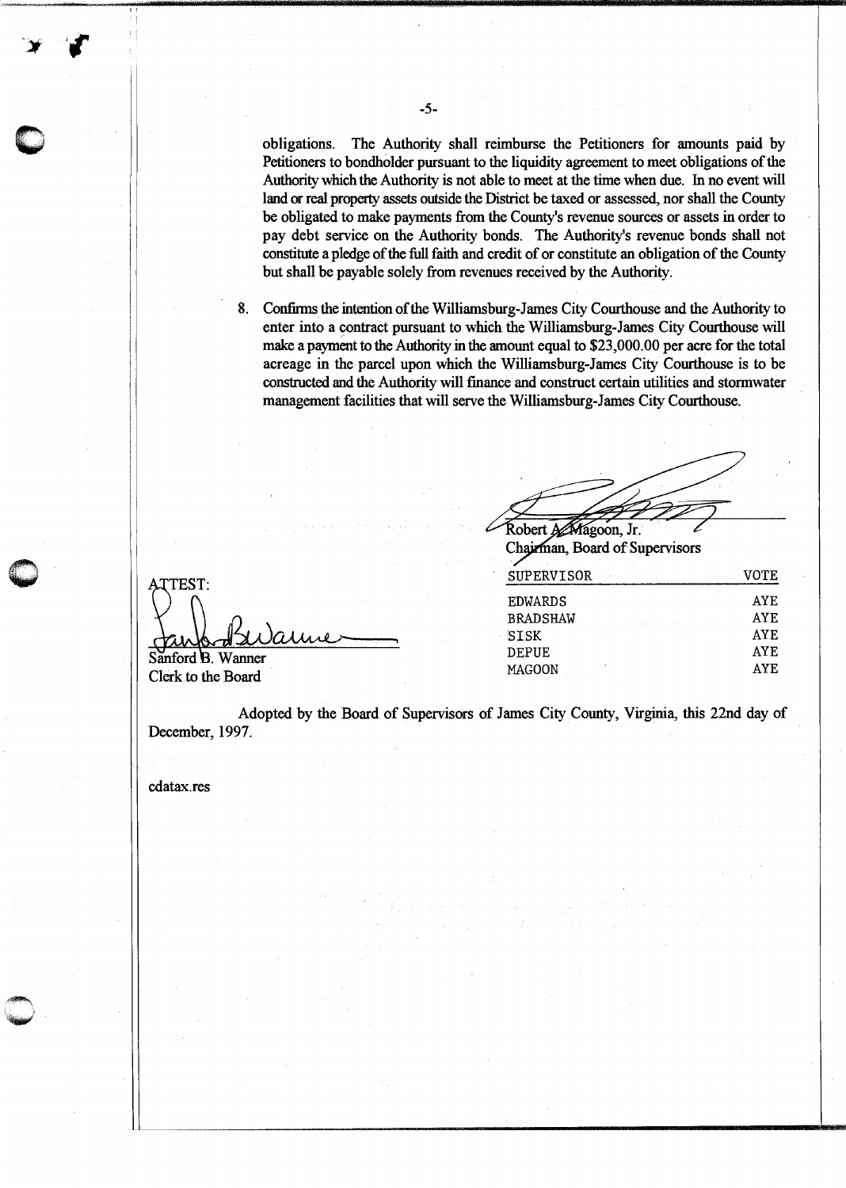obligations. The Authority shall reimburse the Petitioners for amounts paid by Petitioners to bondholder pursuant to the liquidity agreement to meet obligations of the Authority which the Authority is not able to meet at the time when due. In no event will land or real property assets outside the District be taxed or assessed, nor shall the County be obligated to make payments from the County's revenue sources or assets in order to pay debt service on the Authority bonds. The Authority's revenue bonds shall not constitute a pledge of the full faith and credit of or constitute an obligation of the County but shall be payable solely from revenues received by the Authority.

8. Confirms the intention of the Williamsburg-James City Courthouse and the Authority to enter into a contract pursuant to which the Williamsburg-James City Courthouse will make a payment to the Authority in the amount equal to $23,000.00 per acre for the total acreage in the parcel upon which the Williamsburg-James City Courthouse is to be constructed and the Authority will finance and construct certain utilities and stormwater management facilities that will serve the Williamsburg-James City Courthouse.

Robert A. Magoon, Jr.
Chairman, Board of Supervisors

| SUPERVISOR | VOTE |
| --- | --- |
| EDWARDS | AYE |
| BRADSHAW | AYE |
| SISK | AYE |
| DEPUE | AYE |
| MAGOON | AYE |

ATTEST:

Sanford B. Wanner
Clerk to the Board

Adopted by the Board of Supervisors of James City County, Virginia, this 22nd day of December, 1997.

cdatax.res